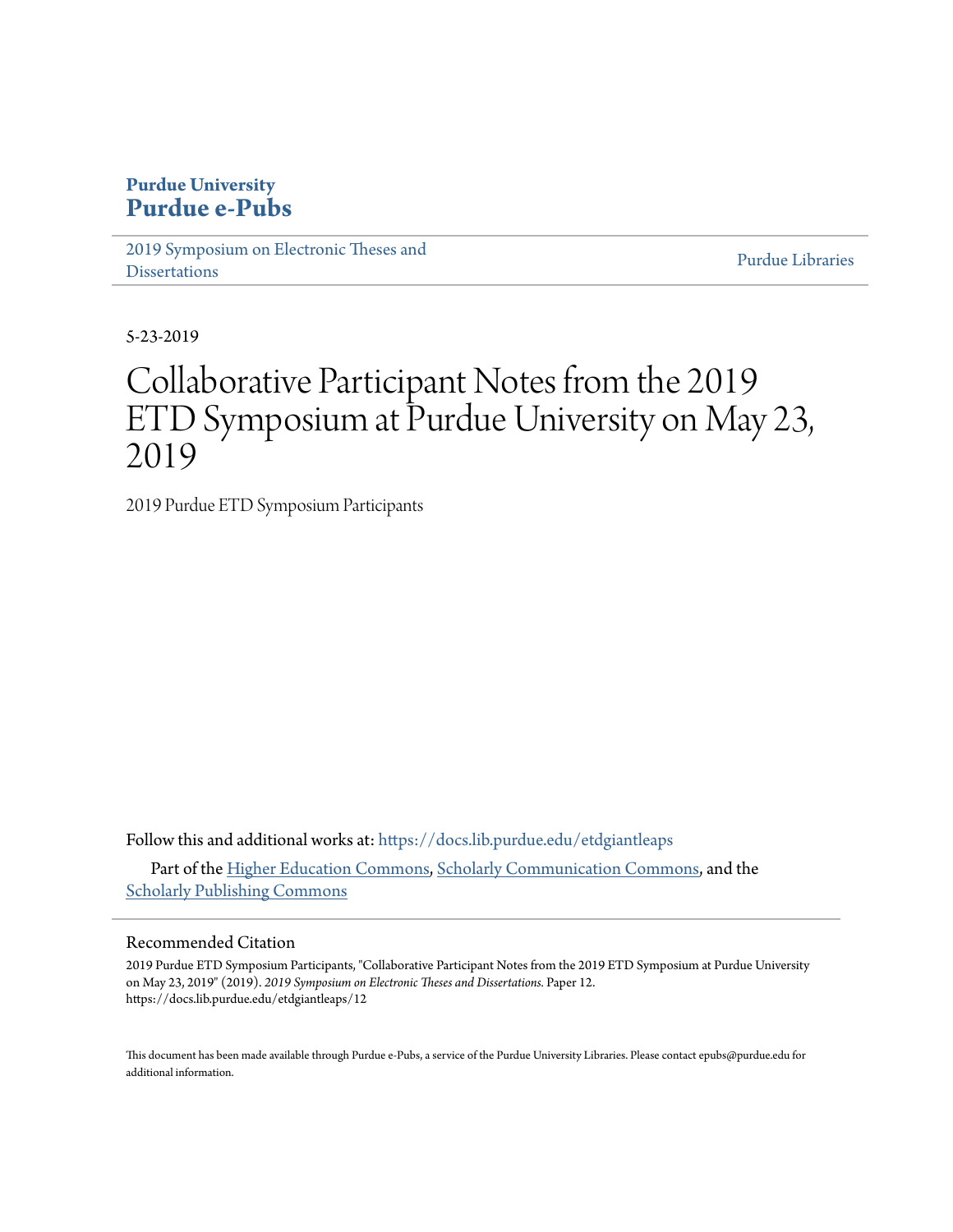**Purdue University**
**Purdue e-Pubs**

2019 Symposium on Electronic Theses and Dissertations | Purdue Libraries

5-23-2019

# Collaborative Participant Notes from the 2019 ETD Symposium at Purdue University on May 23, 2019

2019 Purdue ETD Symposium Participants

Follow this and additional works at: https://docs.lib.purdue.edu/etdgiantleaps

Part of the Higher Education Commons, Scholarly Communication Commons, and the Scholarly Publishing Commons

## Recommended Citation

2019 Purdue ETD Symposium Participants, "Collaborative Participant Notes from the 2019 ETD Symposium at Purdue University on May 23, 2019" (2019). *2019 Symposium on Electronic Theses and Dissertations.* Paper 12. https://docs.lib.purdue.edu/etdgiantleaps/12

This document has been made available through Purdue e-Pubs, a service of the Purdue University Libraries. Please contact epubs@purdue.edu for additional information.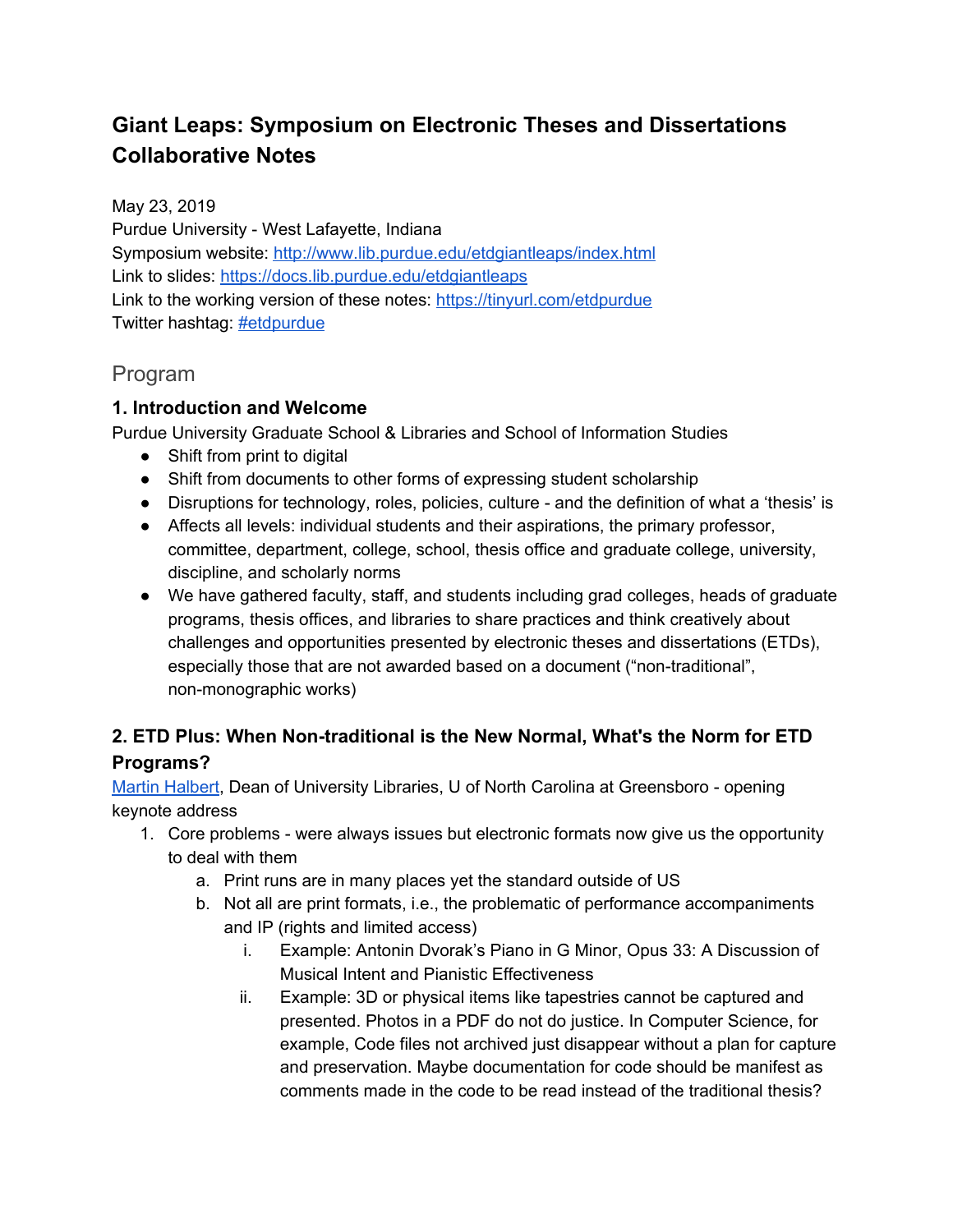# Giant Leaps: Symposium on Electronic Theses and Dissertations Collaborative Notes

May 23, 2019
Purdue University - West Lafayette, Indiana
Symposium website: http://www.lib.purdue.edu/etdgiantleaps/index.html
Link to slides: https://docs.lib.purdue.edu/etdgiantleaps
Link to the working version of these notes: https://tinyurl.com/etdpurdue
Twitter hashtag: #etdpurdue

## Program

### 1. Introduction and Welcome

Purdue University Graduate School & Libraries and School of Information Studies

- Shift from print to digital
- Shift from documents to other forms of expressing student scholarship
- Disruptions for technology, roles, policies, culture - and the definition of what a 'thesis' is
- Affects all levels: individual students and their aspirations, the primary professor, committee, department, college, school, thesis office and graduate college, university, discipline, and scholarly norms
- We have gathered faculty, staff, and students including grad colleges, heads of graduate programs, thesis offices, and libraries to share practices and think creatively about challenges and opportunities presented by electronic theses and dissertations (ETDs), especially those that are not awarded based on a document ("non-traditional", non-monographic works)

### 2. ETD Plus: When Non-traditional is the New Normal, What's the Norm for ETD Programs?

Martin Halbert, Dean of University Libraries, U of North Carolina at Greensboro - opening keynote address

1. Core problems - were always issues but electronic formats now give us the opportunity to deal with them
   a. Print runs are in many places yet the standard outside of US
   b. Not all are print formats, i.e., the problematic of performance accompaniments and IP (rights and limited access)
      i. Example: Antonin Dvorak's Piano in G Minor, Opus 33: A Discussion of Musical Intent and Pianistic Effectiveness
      ii. Example: 3D or physical items like tapestries cannot be captured and presented. Photos in a PDF do not do justice. In Computer Science, for example, Code files not archived just disappear without a plan for capture and preservation. Maybe documentation for code should be manifest as comments made in the code to be read instead of the traditional thesis?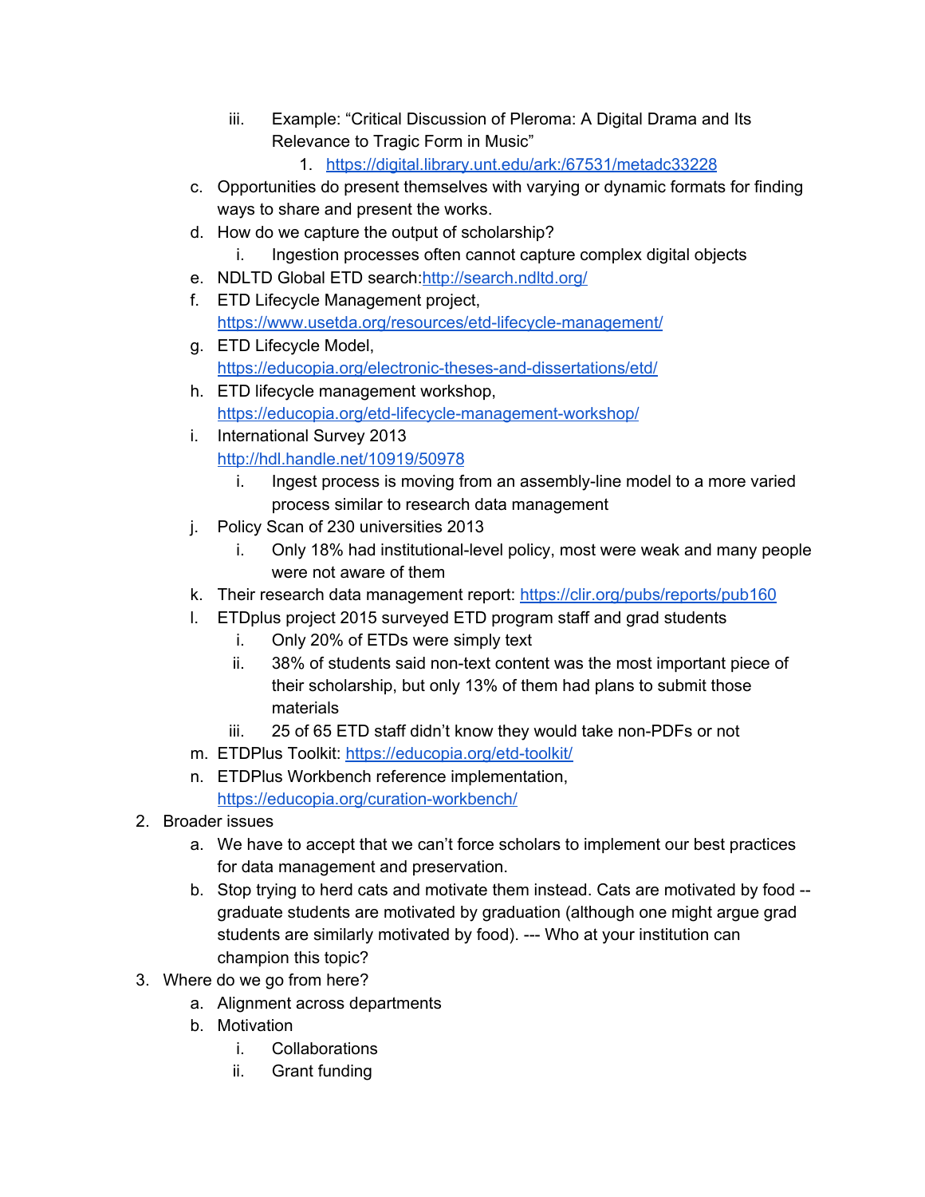iii. Example: “Critical Discussion of Pleroma: A Digital Drama and Its Relevance to Tragic Form in Music”
                1. https://digital.library.unt.edu/ark:/67531/metadc33228
    c. Opportunities do present themselves with varying or dynamic formats for finding ways to share and present the works.
    d. How do we capture the output of scholarship?
        i. Ingestion processes often cannot capture complex digital objects
    e. NDLTD Global ETD search:http://search.ndltd.org/
    f. ETD Lifecycle Management project, https://www.usetda.org/resources/etd-lifecycle-management/
    g. ETD Lifecycle Model, https://educopia.org/electronic-theses-and-dissertations/etd/
    h. ETD lifecycle management workshop, https://educopia.org/etd-lifecycle-management-workshop/
    i. International Survey 2013 http://hdl.handle.net/10919/50978
        i. Ingest process is moving from an assembly-line model to a more varied process similar to research data management
    j. Policy Scan of 230 universities 2013
        i. Only 18% had institutional-level policy, most were weak and many people were not aware of them
    k. Their research data management report: https://clir.org/pubs/reports/pub160
    l. ETDplus project 2015 surveyed ETD program staff and grad students
        i. Only 20% of ETDs were simply text
        ii. 38% of students said non-text content was the most important piece of their scholarship, but only 13% of them had plans to submit those materials
        iii. 25 of 65 ETD staff didn’t know they would take non-PDFs or not
    m. ETDPlus Toolkit: https://educopia.org/etd-toolkit/
    n. ETDPlus Workbench reference implementation, https://educopia.org/curation-workbench/
2. Broader issues
    a. We have to accept that we can’t force scholars to implement our best practices for data management and preservation.
    b. Stop trying to herd cats and motivate them instead. Cats are motivated by food -- graduate students are motivated by graduation (although one might argue grad students are similarly motivated by food). --- Who at your institution can champion this topic?
3. Where do we go from here?
    a. Alignment across departments
    b. Motivation
        i. Collaborations
        ii. Grant funding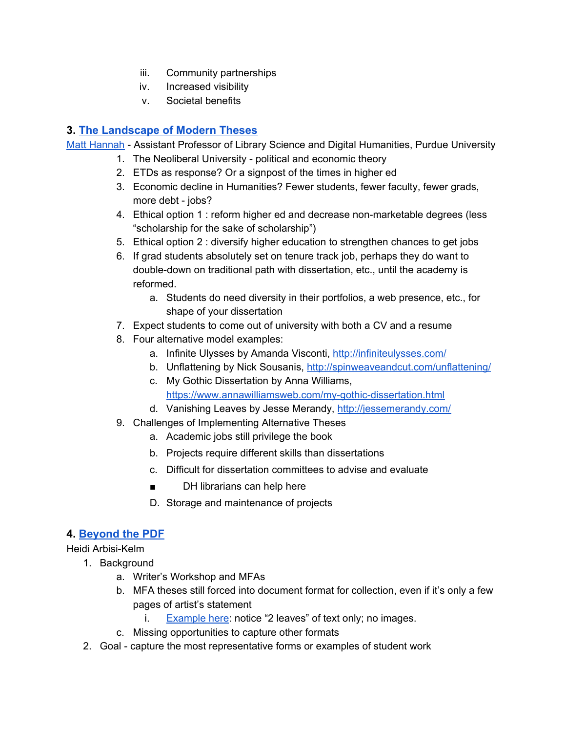iii. Community partnerships
    iv. Increased visibility
    v. Societal benefits

### 3. The Landscape of Modern Theses

Matt Hannah - Assistant Professor of Library Science and Digital Humanities, Purdue University

1. The Neoliberal University - political and economic theory
2. ETDs as response? Or a signpost of the times in higher ed
3. Economic decline in Humanities? Fewer students, fewer faculty, fewer grads, more debt - jobs?
4. Ethical option 1 : reform higher ed and decrease non-marketable degrees (less "scholarship for the sake of scholarship")
5. Ethical option 2 : diversify higher education to strengthen chances to get jobs
6. If grad students absolutely set on tenure track job, perhaps they do want to double-down on traditional path with dissertation, etc., until the academy is reformed.
    a. Students do need diversity in their portfolios, a web presence, etc., for shape of your dissertation
7. Expect students to come out of university with both a CV and a resume
8. Four alternative model examples:
    a. Infinite Ulysses by Amanda Visconti, http://infiniteulysses.com/
    b. Unflattening by Nick Sousanis, http://spinweaveandcut.com/unflattening/
    c. My Gothic Dissertation by Anna Williams, https://www.annawilliamsweb.com/my-gothic-dissertation.html
    d. Vanishing Leaves by Jesse Merandy, http://jessemerandy.com/
9. Challenges of Implementing Alternative Theses
    a. Academic jobs still privilege the book
    b. Projects require different skills than dissertations
    c. Difficult for dissertation committees to advise and evaluate
        - DH librarians can help here
    D. Storage and maintenance of projects

### 4. Beyond the PDF

Heidi Arbisi-Kelm

1. Background
    a. Writer's Workshop and MFAs
    b. MFA theses still forced into document format for collection, even if it's only a few pages of artist's statement
        i. Example here: notice "2 leaves" of text only; no images.
    c. Missing opportunities to capture other formats
2. Goal - capture the most representative forms or examples of student work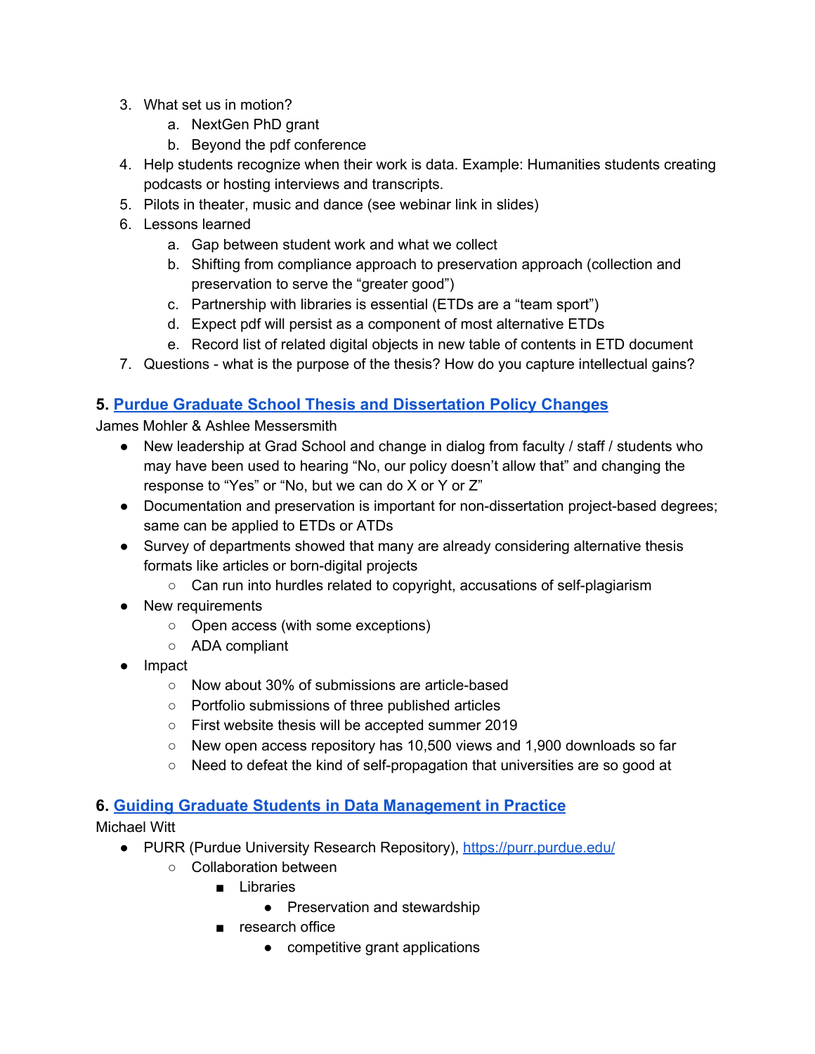3. What set us in motion?
    a. NextGen PhD grant
    b. Beyond the pdf conference
4. Help students recognize when their work is data. Example: Humanities students creating podcasts or hosting interviews and transcripts.
5. Pilots in theater, music and dance (see webinar link in slides)
6. Lessons learned
    a. Gap between student work and what we collect
    b. Shifting from compliance approach to preservation approach (collection and preservation to serve the "greater good")
    c. Partnership with libraries is essential (ETDs are a "team sport")
    d. Expect pdf will persist as a component of most alternative ETDs
    e. Record list of related digital objects in new table of contents in ETD document
7. Questions - what is the purpose of the thesis? How do you capture intellectual gains?

### 5. Purdue Graduate School Thesis and Dissertation Policy Changes

James Mohler & Ashlee Messersmith

- New leadership at Grad School and change in dialog from faculty / staff / students who may have been used to hearing "No, our policy doesn't allow that" and changing the response to "Yes" or "No, but we can do X or Y or Z"
- Documentation and preservation is important for non-dissertation project-based degrees; same can be applied to ETDs or ATDs
- Survey of departments showed that many are already considering alternative thesis formats like articles or born-digital projects
    - Can run into hurdles related to copyright, accusations of self-plagiarism
- New requirements
    - Open access (with some exceptions)
    - ADA compliant
- Impact
    - Now about 30% of submissions are article-based
    - Portfolio submissions of three published articles
    - First website thesis will be accepted summer 2019
    - New open access repository has 10,500 views and 1,900 downloads so far
    - Need to defeat the kind of self-propagation that universities are so good at

### 6. Guiding Graduate Students in Data Management in Practice

Michael Witt

- PURR (Purdue University Research Repository), https://purr.purdue.edu/
    - Collaboration between
        - Libraries
            - Preservation and stewardship
        - research office
            - competitive grant applications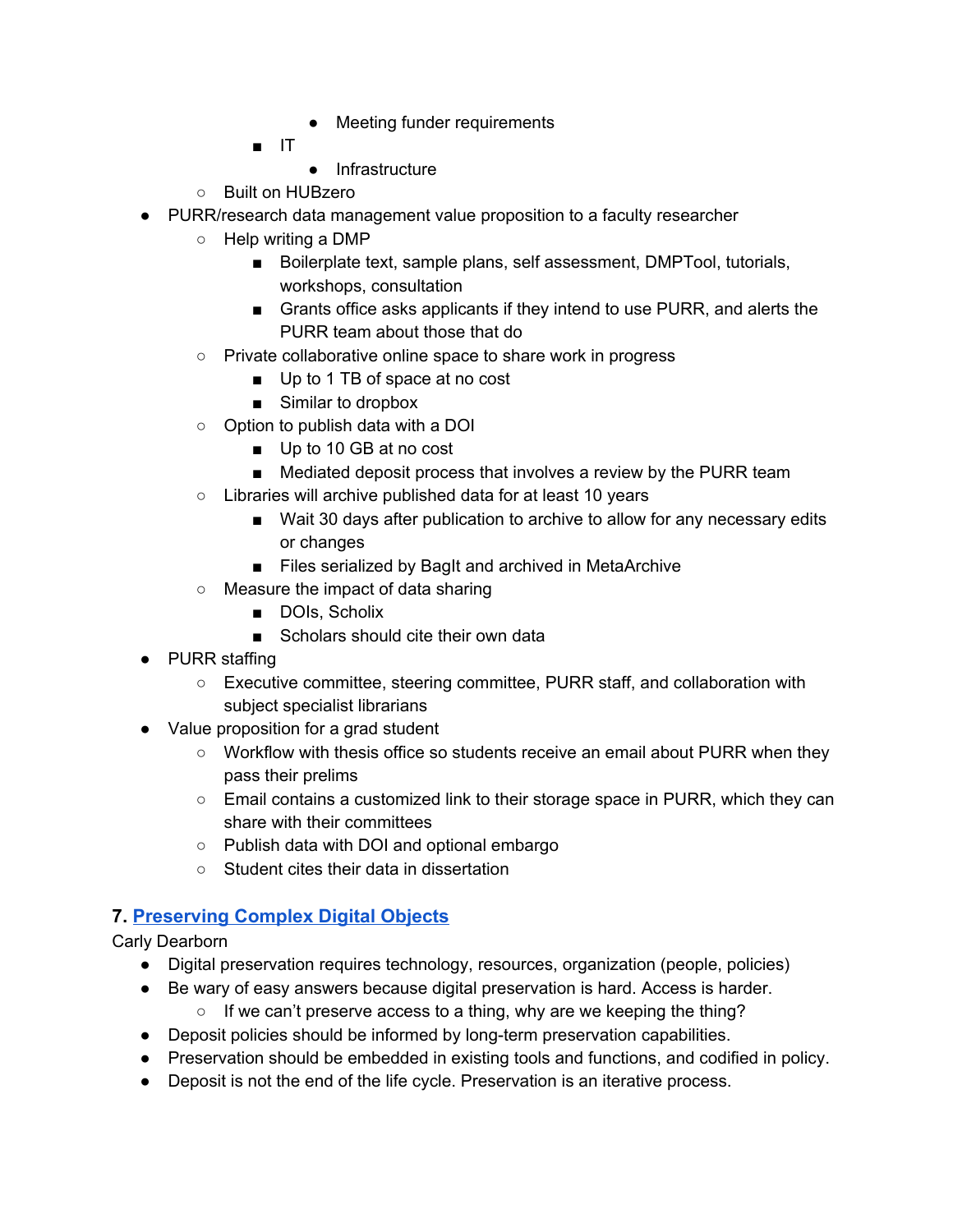- Meeting funder requirements
        - IT
            - Infrastructure
    - Built on HUBzero
- PURR/research data management value proposition to a faculty researcher
    - Help writing a DMP
        - Boilerplate text, sample plans, self assessment, DMPTool, tutorials, workshops, consultation
        - Grants office asks applicants if they intend to use PURR, and alerts the PURR team about those that do
    - Private collaborative online space to share work in progress
        - Up to 1 TB of space at no cost
        - Similar to dropbox
    - Option to publish data with a DOI
        - Up to 10 GB at no cost
        - Mediated deposit process that involves a review by the PURR team
    - Libraries will archive published data for at least 10 years
        - Wait 30 days after publication to archive to allow for any necessary edits or changes
        - Files serialized by BagIt and archived in MetaArchive
    - Measure the impact of data sharing
        - DOIs, Scholix
        - Scholars should cite their own data
- PURR staffing
    - Executive committee, steering committee, PURR staff, and collaboration with subject specialist librarians
- Value proposition for a grad student
    - Workflow with thesis office so students receive an email about PURR when they pass their prelims
    - Email contains a customized link to their storage space in PURR, which they can share with their committees
    - Publish data with DOI and optional embargo
    - Student cites their data in dissertation

### 7. Preserving Complex Digital Objects

Carly Dearborn

- Digital preservation requires technology, resources, organization (people, policies)
- Be wary of easy answers because digital preservation is hard. Access is harder.
    - If we can't preserve access to a thing, why are we keeping the thing?
- Deposit policies should be informed by long-term preservation capabilities.
- Preservation should be embedded in existing tools and functions, and codified in policy.
- Deposit is not the end of the life cycle. Preservation is an iterative process.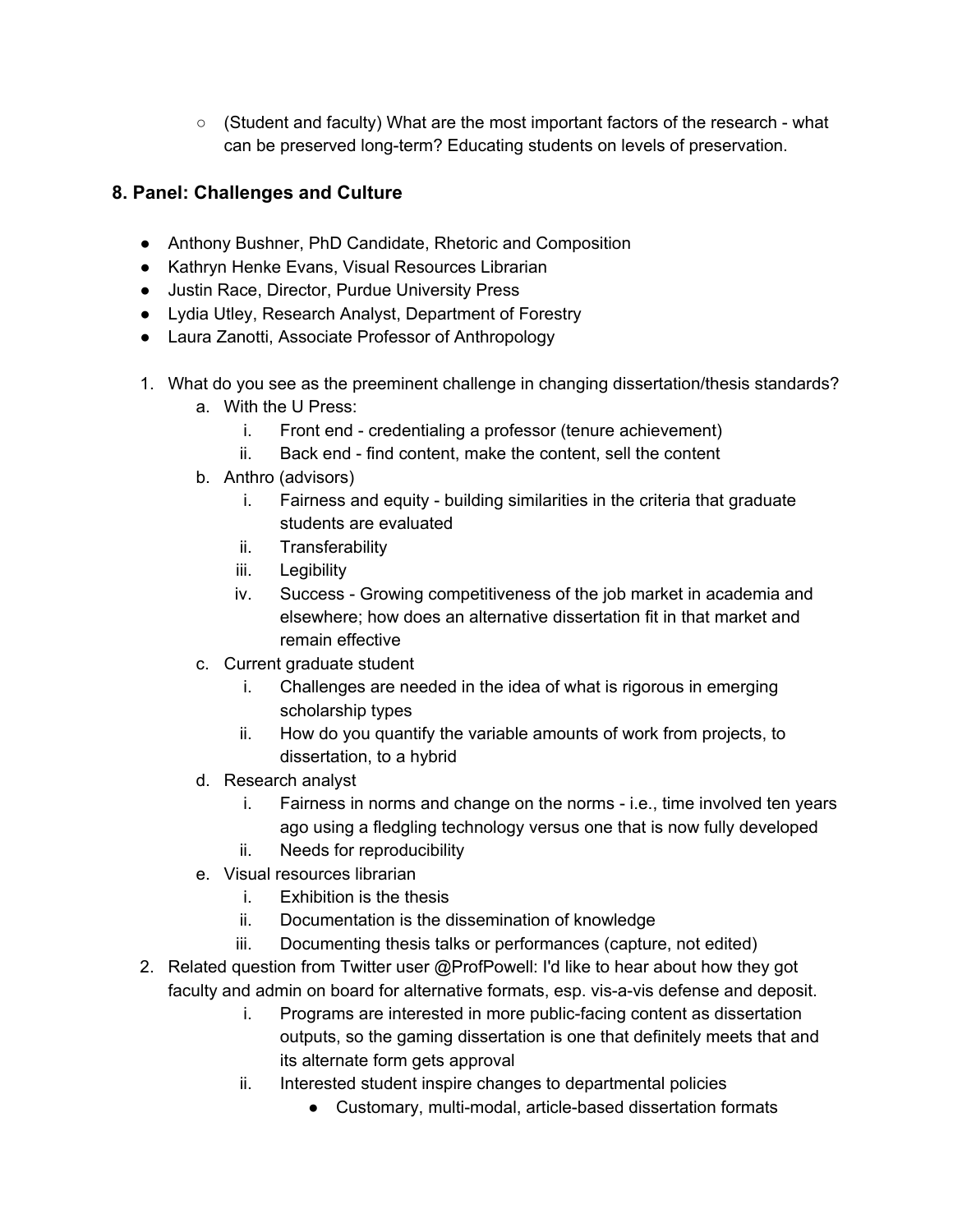- (Student and faculty) What are the most important factors of the research - what can be preserved long-term? Educating students on levels of preservation.

## 8. Panel: Challenges and Culture

- Anthony Bushner, PhD Candidate, Rhetoric and Composition
- Kathryn Henke Evans, Visual Resources Librarian
- Justin Race, Director, Purdue University Press
- Lydia Utley, Research Analyst, Department of Forestry
- Laura Zanotti, Associate Professor of Anthropology

1. What do you see as the preeminent challenge in changing dissertation/thesis standards?
    a. With the U Press:
        i. Front end - credentialing a professor (tenure achievement)
        ii. Back end - find content, make the content, sell the content
    b. Anthro (advisors)
        i. Fairness and equity - building similarities in the criteria that graduate students are evaluated
        ii. Transferability
        iii. Legibility
        iv. Success - Growing competitiveness of the job market in academia and elsewhere; how does an alternative dissertation fit in that market and remain effective
    c. Current graduate student
        i. Challenges are needed in the idea of what is rigorous in emerging scholarship types
        ii. How do you quantify the variable amounts of work from projects, to dissertation, to a hybrid
    d. Research analyst
        i. Fairness in norms and change on the norms - i.e., time involved ten years ago using a fledgling technology versus one that is now fully developed
        ii. Needs for reproducibility
    e. Visual resources librarian
        i. Exhibition is the thesis
        ii. Documentation is the dissemination of knowledge
        iii. Documenting thesis talks or performances (capture, not edited)
2. Related question from Twitter user @ProfPowell: I'd like to hear about how they got faculty and admin on board for alternative formats, esp. vis-a-vis defense and deposit.
    i. Programs are interested in more public-facing content as dissertation outputs, so the gaming dissertation is one that definitely meets that and its alternate form gets approval
    ii. Interested student inspire changes to departmental policies
        - Customary, multi-modal, article-based dissertation formats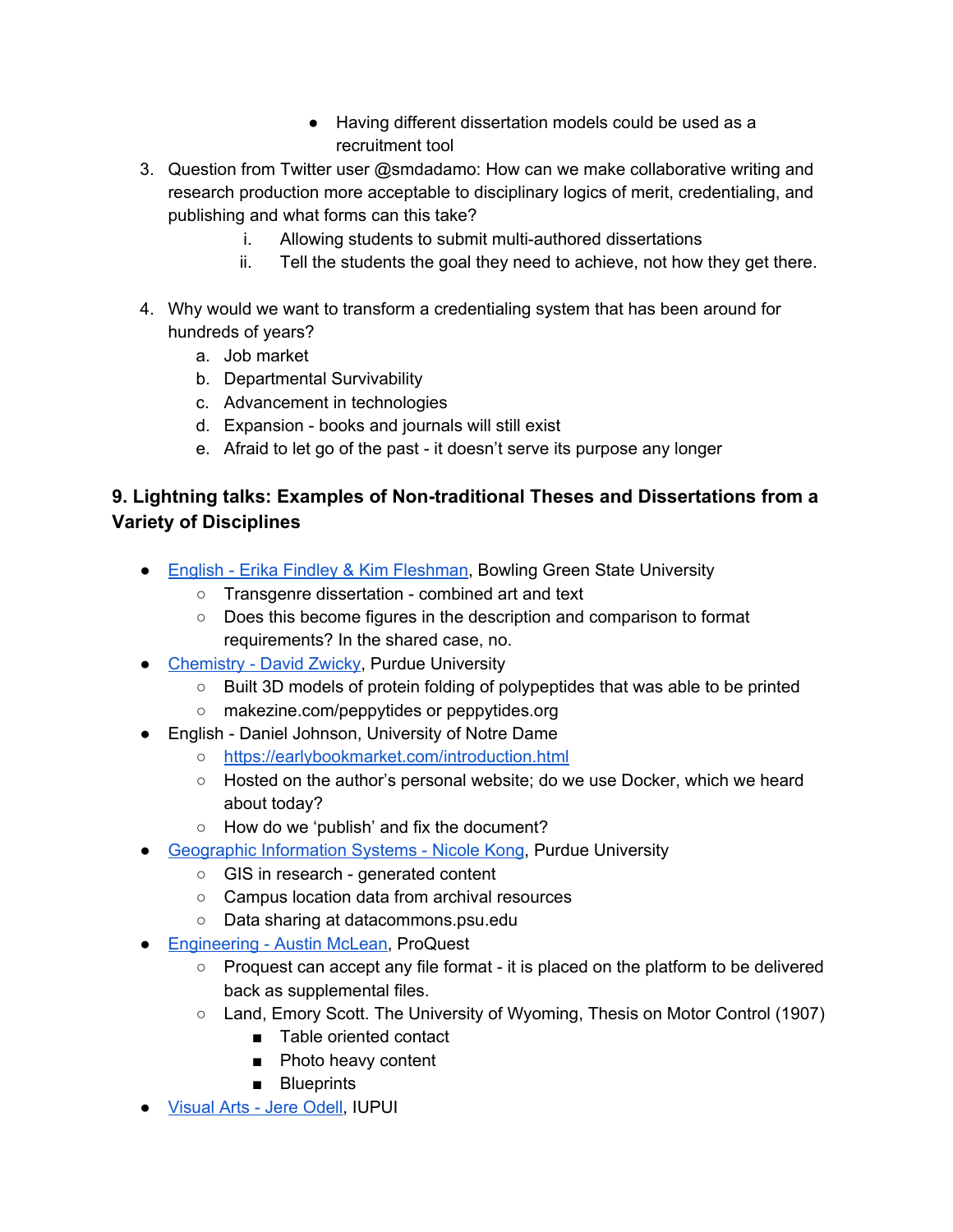- Having different dissertation models could be used as a recruitment tool

3. Question from Twitter user @smdadamo: How can we make collaborative writing and research production more acceptable to disciplinary logics of merit, credentialing, and publishing and what forms can this take?
    i. Allowing students to submit multi-authored dissertations
    ii. Tell the students the goal they need to achieve, not how they get there.

4. Why would we want to transform a credentialing system that has been around for hundreds of years?
    a. Job market
    b. Departmental Survivability
    c. Advancement in technologies
    d. Expansion - books and journals will still exist
    e. Afraid to let go of the past - it doesn't serve its purpose any longer

### 9. Lightning talks: Examples of Non-traditional Theses and Dissertations from a Variety of Disciplines

- English - Erika Findley & Kim Fleshman, Bowling Green State University
    - Transgenre dissertation - combined art and text
    - Does this become figures in the description and comparison to format requirements? In the shared case, no.
- Chemistry - David Zwicky, Purdue University
    - Built 3D models of protein folding of polypeptides that was able to be printed
    - makezine.com/peppytides or peppytides.org
- English - Daniel Johnson, University of Notre Dame
    - https://earlybookmarket.com/introduction.html
    - Hosted on the author's personal website; do we use Docker, which we heard about today?
    - How do we 'publish' and fix the document?
- Geographic Information Systems - Nicole Kong, Purdue University
    - GIS in research - generated content
    - Campus location data from archival resources
    - Data sharing at datacommons.psu.edu
- Engineering - Austin McLean, ProQuest
    - Proquest can accept any file format - it is placed on the platform to be delivered back as supplemental files.
    - Land, Emory Scott. The University of Wyoming, Thesis on Motor Control (1907)
        - Table oriented contact
        - Photo heavy content
        - Blueprints
- Visual Arts - Jere Odell, IUPUI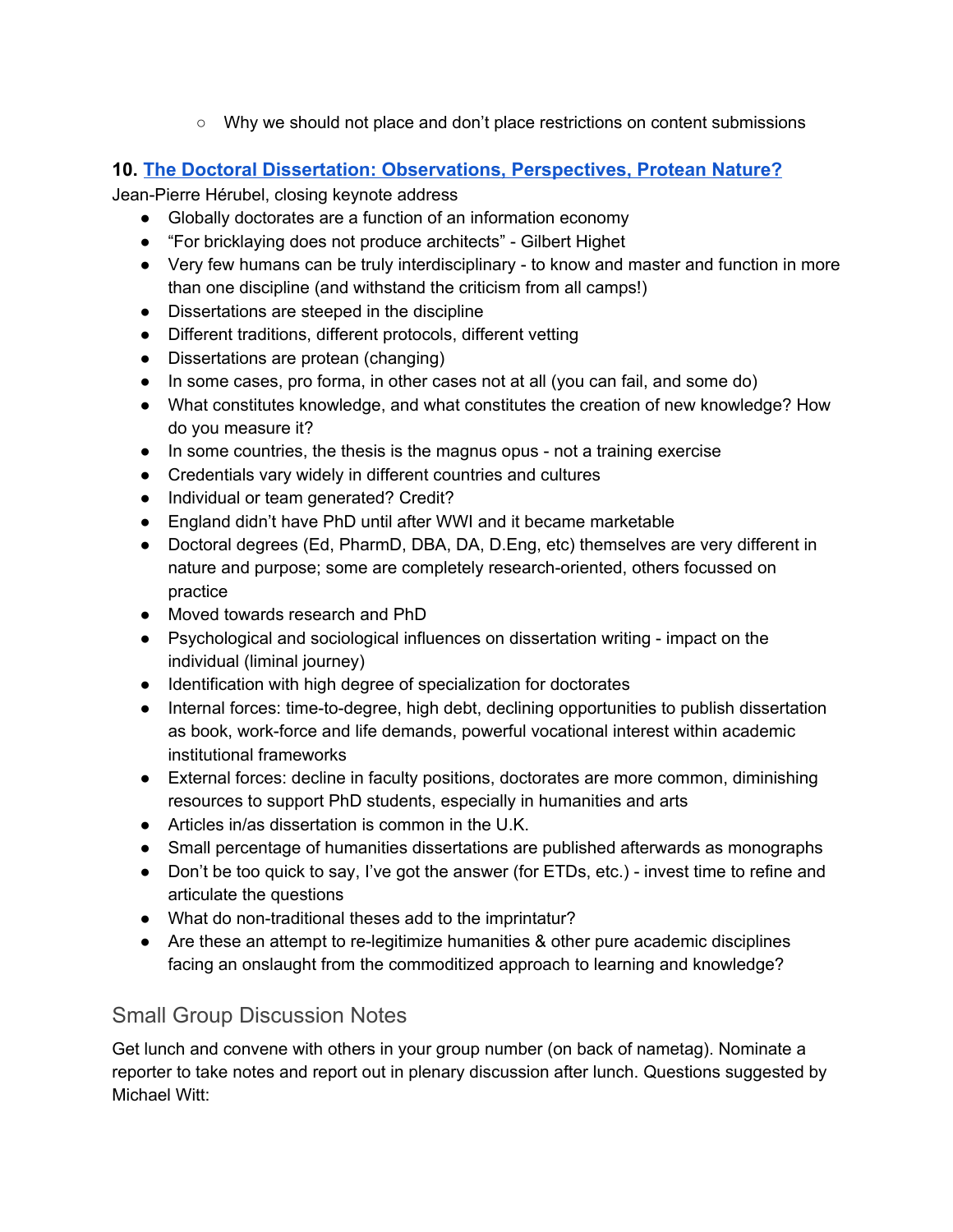- Why we should not place and don't place restrictions on content submissions

### 10. [The Doctoral Dissertation: Observations, Perspectives, Protean Nature?]

Jean-Pierre Hérubel, closing keynote address

- Globally doctorates are a function of an information economy
- "For bricklaying does not produce architects" - Gilbert Highet
- Very few humans can be truly interdisciplinary - to know and master and function in more than one discipline (and withstand the criticism from all camps!)
- Dissertations are steeped in the discipline
- Different traditions, different protocols, different vetting
- Dissertations are protean (changing)
- In some cases, pro forma, in other cases not at all (you can fail, and some do)
- What constitutes knowledge, and what constitutes the creation of new knowledge? How do you measure it?
- In some countries, the thesis is the magnus opus - not a training exercise
- Credentials vary widely in different countries and cultures
- Individual or team generated? Credit?
- England didn't have PhD until after WWI and it became marketable
- Doctoral degrees (Ed, PharmD, DBA, DA, D.Eng, etc) themselves are very different in nature and purpose; some are completely research-oriented, others focussed on practice
- Moved towards research and PhD
- Psychological and sociological influences on dissertation writing - impact on the individual (liminal journey)
- Identification with high degree of specialization for doctorates
- Internal forces: time-to-degree, high debt, declining opportunities to publish dissertation as book, work-force and life demands, powerful vocational interest within academic institutional frameworks
- External forces: decline in faculty positions, doctorates are more common, diminishing resources to support PhD students, especially in humanities and arts
- Articles in/as dissertation is common in the U.K.
- Small percentage of humanities dissertations are published afterwards as monographs
- Don't be too quick to say, I've got the answer (for ETDs, etc.) - invest time to refine and articulate the questions
- What do non-traditional theses add to the imprintatur?
- Are these an attempt to re-legitimize humanities & other pure academic disciplines facing an onslaught from the commoditized approach to learning and knowledge?

## Small Group Discussion Notes

Get lunch and convene with others in your group number (on back of nametag). Nominate a reporter to take notes and report out in plenary discussion after lunch. Questions suggested by Michael Witt: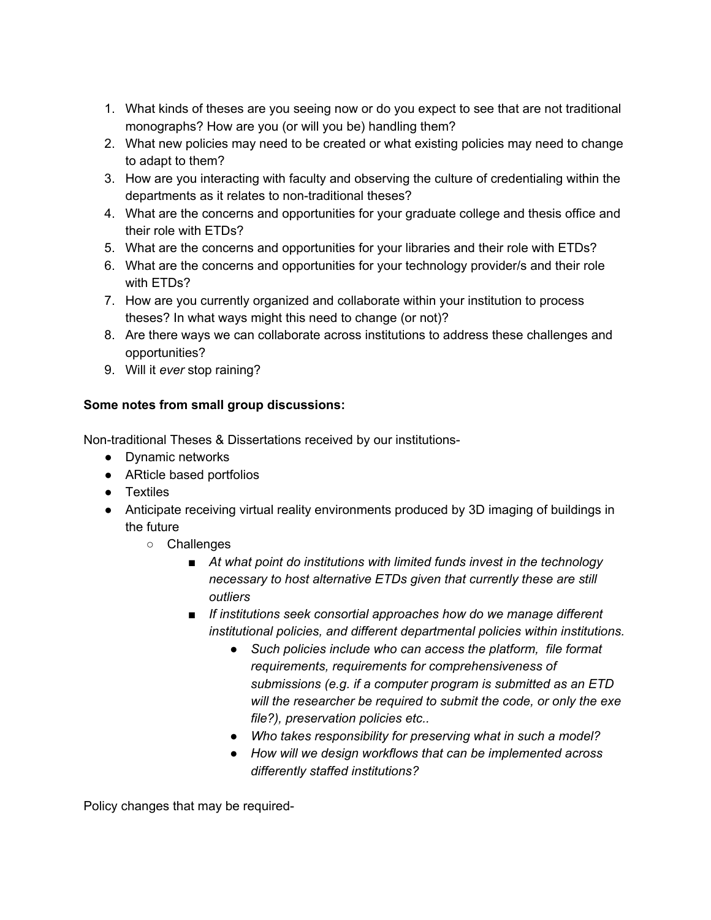1. What kinds of theses are you seeing now or do you expect to see that are not traditional monographs? How are you (or will you be) handling them?
2. What new policies may need to be created or what existing policies may need to change to adapt to them?
3. How are you interacting with faculty and observing the culture of credentialing within the departments as it relates to non-traditional theses?
4. What are the concerns and opportunities for your graduate college and thesis office and their role with ETDs?
5. What are the concerns and opportunities for your libraries and their role with ETDs?
6. What are the concerns and opportunities for your technology provider/s and their role with ETDs?
7. How are you currently organized and collaborate within your institution to process theses? In what ways might this need to change (or not)?
8. Are there ways we can collaborate across institutions to address these challenges and opportunities?
9. Will it *ever* stop raining?

**Some notes from small group discussions:**

Non-traditional Theses & Dissertations received by our institutions-

- Dynamic networks
- ARticle based portfolios
- Textiles
- Anticipate receiving virtual reality environments produced by 3D imaging of buildings in the future
    - Challenges
        - *At what point do institutions with limited funds invest in the technology necessary to host alternative ETDs given that currently these are still outliers*
        - *If institutions seek consortial approaches how do we manage different institutional policies, and different departmental policies within institutions.*
            - *Such policies include who can access the platform, file format requirements, requirements for comprehensiveness of submissions (e.g. if a computer program is submitted as an ETD will the researcher be required to submit the code, or only the exe file?), preservation policies etc..*
            - *Who takes responsibility for preserving what in such a model?*
            - *How will we design workflows that can be implemented across differently staffed institutions?*

Policy changes that may be required-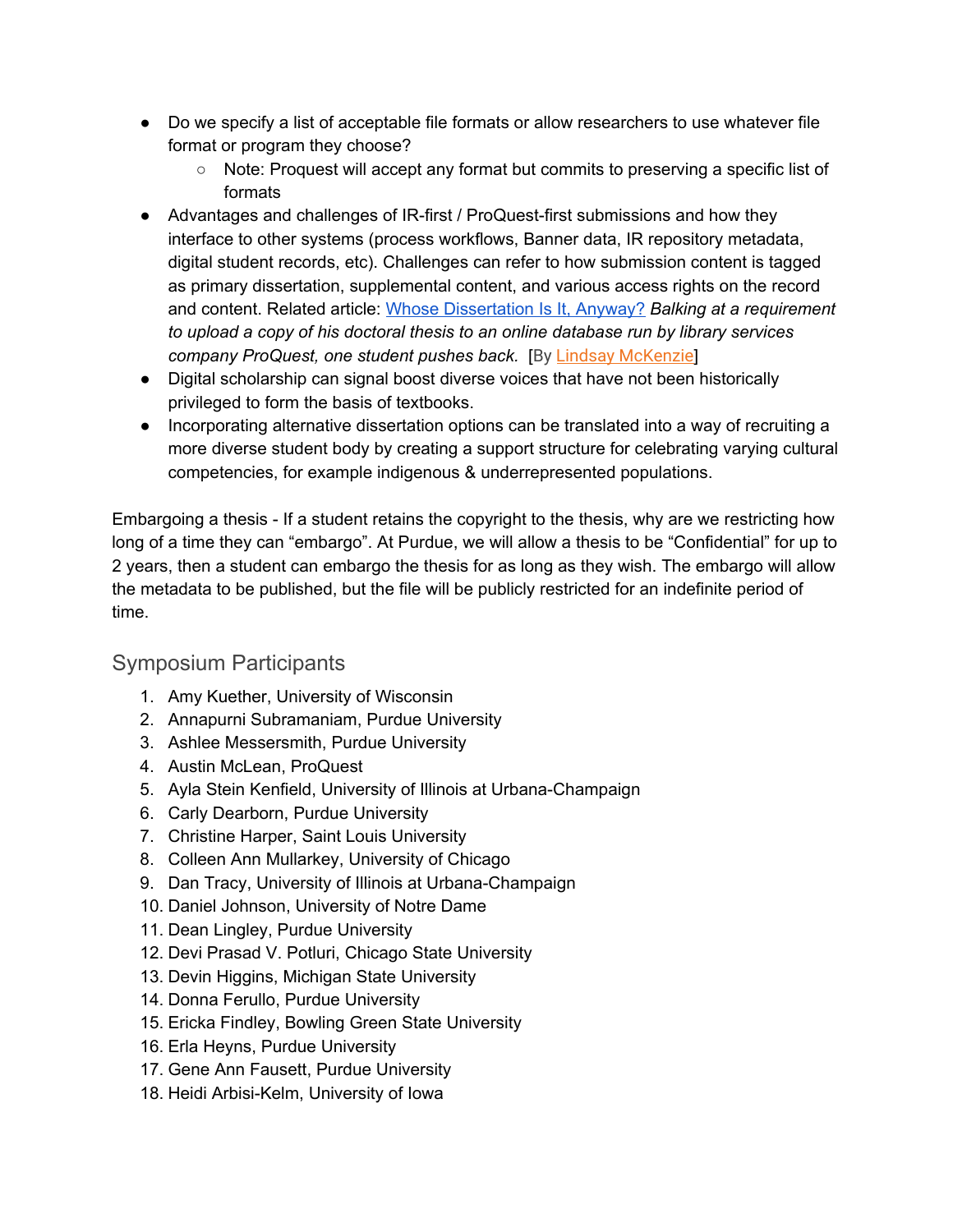- Do we specify a list of acceptable file formats or allow researchers to use whatever file format or program they choose?
    - Note: Proquest will accept any format but commits to preserving a specific list of formats
- Advantages and challenges of IR-first / ProQuest-first submissions and how they interface to other systems (process workflows, Banner data, IR repository metadata, digital student records, etc). Challenges can refer to how submission content is tagged as primary dissertation, supplemental content, and various access rights on the record and content. Related article: Whose Dissertation Is It, Anyway? *Balking at a requirement to upload a copy of his doctoral thesis to an online database run by library services company ProQuest, one student pushes back.* [By Lindsay McKenzie]
- Digital scholarship can signal boost diverse voices that have not been historically privileged to form the basis of textbooks.
- Incorporating alternative dissertation options can be translated into a way of recruiting a more diverse student body by creating a support structure for celebrating varying cultural competencies, for example indigenous & underrepresented populations.

Embargoing a thesis - If a student retains the copyright to the thesis, why are we restricting how long of a time they can "embargo". At Purdue, we will allow a thesis to be "Confidential" for up to 2 years, then a student can embargo the thesis for as long as they wish. The embargo will allow the metadata to be published, but the file will be publicly restricted for an indefinite period of time.

## Symposium Participants

1. Amy Kuether, University of Wisconsin
2. Annapurni Subramaniam, Purdue University
3. Ashlee Messersmith, Purdue University
4. Austin McLean, ProQuest
5. Ayla Stein Kenfield, University of Illinois at Urbana-Champaign
6. Carly Dearborn, Purdue University
7. Christine Harper, Saint Louis University
8. Colleen Ann Mullarkey, University of Chicago
9. Dan Tracy, University of Illinois at Urbana-Champaign
10. Daniel Johnson, University of Notre Dame
11. Dean Lingley, Purdue University
12. Devi Prasad V. Potluri, Chicago State University
13. Devin Higgins, Michigan State University
14. Donna Ferullo, Purdue University
15. Ericka Findley, Bowling Green State University
16. Erla Heyns, Purdue University
17. Gene Ann Fausett, Purdue University
18. Heidi Arbisi-Kelm, University of Iowa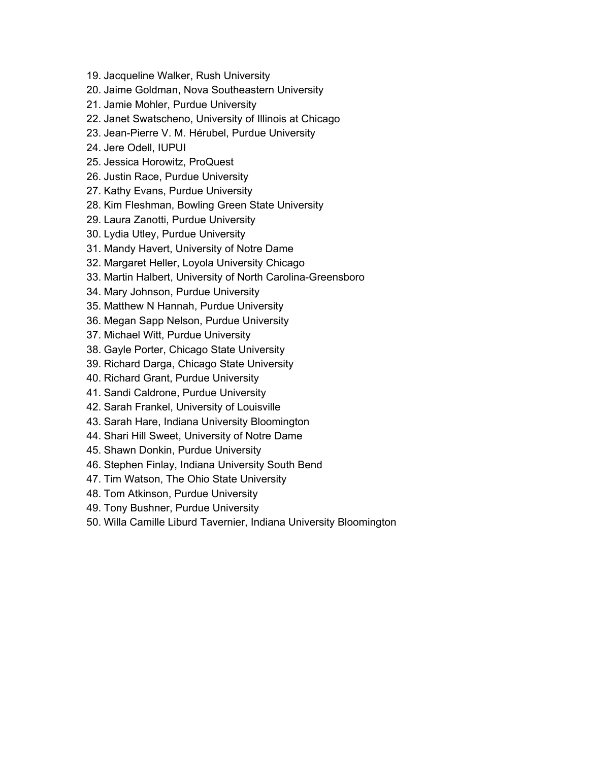19. Jacqueline Walker, Rush University
20. Jaime Goldman, Nova Southeastern University
21. Jamie Mohler, Purdue University
22. Janet Swatscheno, University of Illinois at Chicago
23. Jean-Pierre V. M. Hérubel, Purdue University
24. Jere Odell, IUPUI
25. Jessica Horowitz, ProQuest
26. Justin Race, Purdue University
27. Kathy Evans, Purdue University
28. Kim Fleshman, Bowling Green State University
29. Laura Zanotti, Purdue University
30. Lydia Utley, Purdue University
31. Mandy Havert, University of Notre Dame
32. Margaret Heller, Loyola University Chicago
33. Martin Halbert, University of North Carolina-Greensboro
34. Mary Johnson, Purdue University
35. Matthew N Hannah, Purdue University
36. Megan Sapp Nelson, Purdue University
37. Michael Witt, Purdue University
38. Gayle Porter, Chicago State University
39. Richard Darga, Chicago State University
40. Richard Grant, Purdue University
41. Sandi Caldrone, Purdue University
42. Sarah Frankel, University of Louisville
43. Sarah Hare, Indiana University Bloomington
44. Shari Hill Sweet, University of Notre Dame
45. Shawn Donkin, Purdue University
46. Stephen Finlay, Indiana University South Bend
47. Tim Watson, The Ohio State University
48. Tom Atkinson, Purdue University
49. Tony Bushner, Purdue University
50. Willa Camille Liburd Tavernier, Indiana University Bloomington